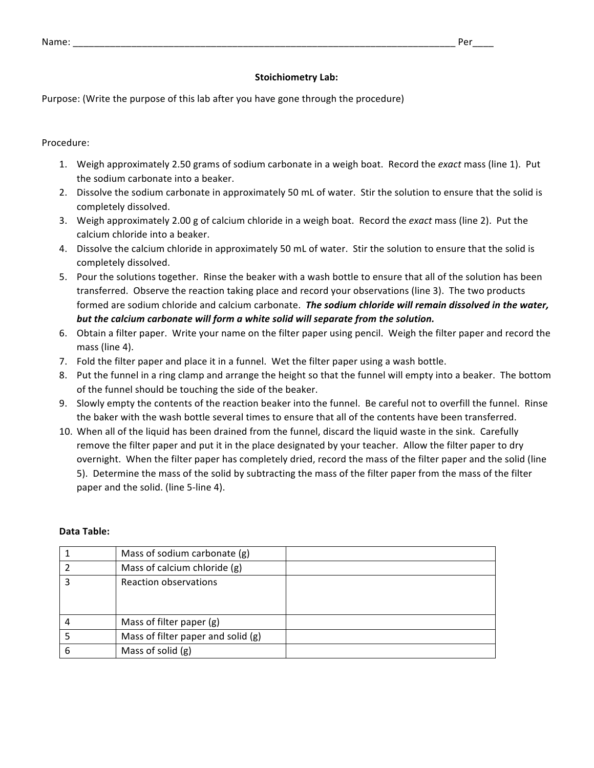Name: ___________________________________________________________________________ Per____

## Stoichiometry Lab:

Purpose: (Write the purpose of this lab after you have gone through the procedure)

Procedure:

1. Weigh approximately 2.50 grams of sodium carbonate in a weigh boat. Record the *exact* mass (line 1). Put the sodium carbonate into a beaker.
2. Dissolve the sodium carbonate in approximately 50 mL of water. Stir the solution to ensure that the solid is completely dissolved.
3. Weigh approximately 2.00 g of calcium chloride in a weigh boat. Record the *exact* mass (line 2). Put the calcium chloride into a beaker.
4. Dissolve the calcium chloride in approximately 50 mL of water. Stir the solution to ensure that the solid is completely dissolved.
5. Pour the solutions together. Rinse the beaker with a wash bottle to ensure that all of the solution has been transferred. Observe the reaction taking place and record your observations (line 3). The two products formed are sodium chloride and calcium carbonate. ***The sodium chloride will remain dissolved in the water, but the calcium carbonate will form a white solid will separate from the solution.***
6. Obtain a filter paper. Write your name on the filter paper using pencil. Weigh the filter paper and record the mass (line 4).
7. Fold the filter paper and place it in a funnel. Wet the filter paper using a wash bottle.
8. Put the funnel in a ring clamp and arrange the height so that the funnel will empty into a beaker. The bottom of the funnel should be touching the side of the beaker.
9. Slowly empty the contents of the reaction beaker into the funnel. Be careful not to overfill the funnel. Rinse the baker with the wash bottle several times to ensure that all of the contents have been transferred.
10. When all of the liquid has been drained from the funnel, discard the liquid waste in the sink. Carefully remove the filter paper and put it in the place designated by your teacher. Allow the filter paper to dry overnight. When the filter paper has completely dried, record the mass of the filter paper and the solid (line 5). Determine the mass of the solid by subtracting the mass of the filter paper from the mass of the filter paper and the solid. (line 5-line 4).

**Data Table:**

| | | |
|---|---|---|
| 1 | Mass of sodium carbonate (g) | |
| 2 | Mass of calcium chloride (g) | |
| 3 | Reaction observations | |
| 4 | Mass of filter paper (g) | |
| 5 | Mass of filter paper and solid (g) | |
| 6 | Mass of solid (g) | |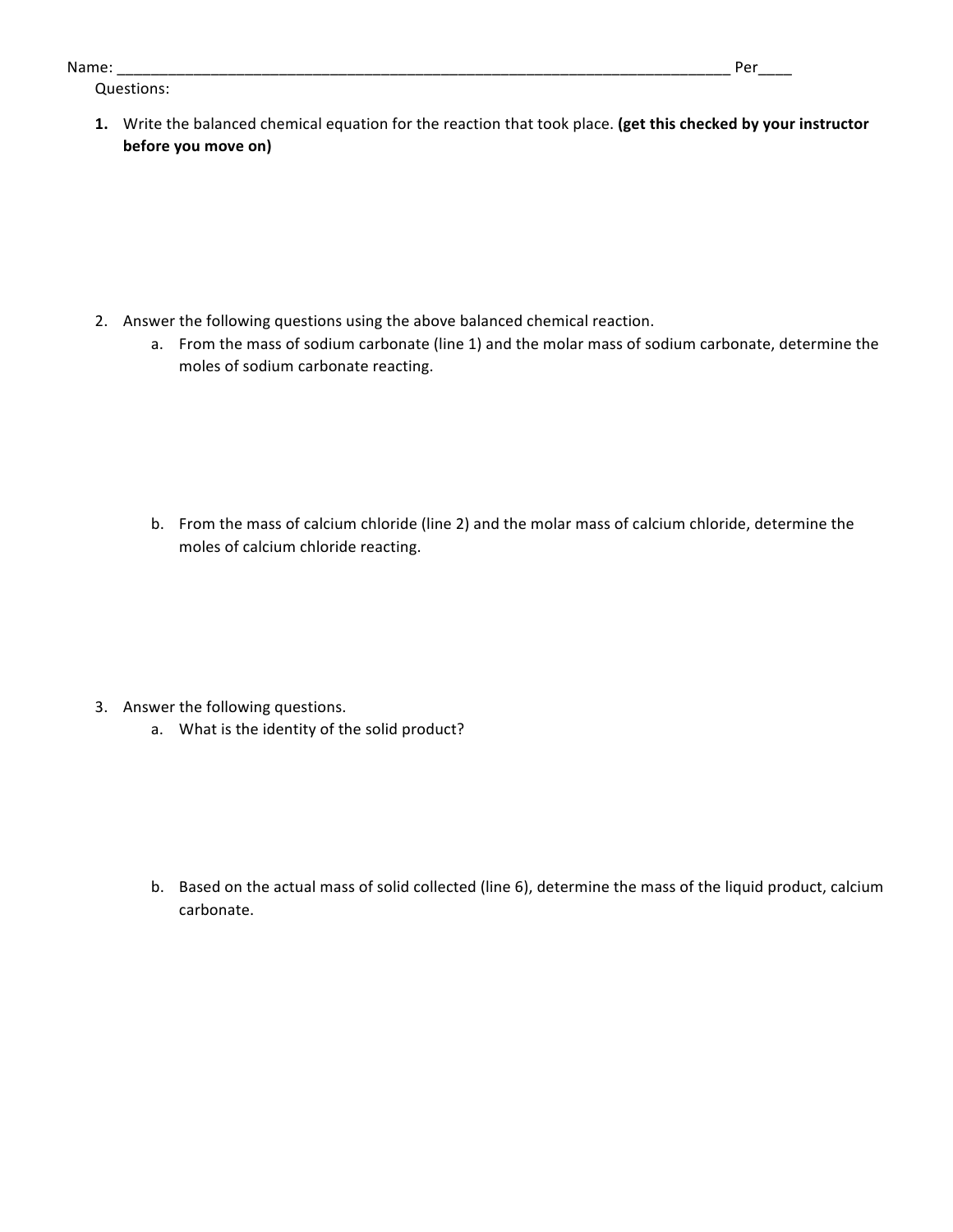Name: ______________________________________________________________________________ Per____

Questions:

1. Write the balanced chemical equation for the reaction that took place. **(get this checked by your instructor before you move on)**

2. Answer the following questions using the above balanced chemical reaction.
   a. From the mass of sodium carbonate (line 1) and the molar mass of sodium carbonate, determine the moles of sodium carbonate reacting.

   b. From the mass of calcium chloride (line 2) and the molar mass of calcium chloride, determine the moles of calcium chloride reacting.

3. Answer the following questions.
   a. What is the identity of the solid product?

   b. Based on the actual mass of solid collected (line 6), determine the mass of the liquid product, calcium carbonate.